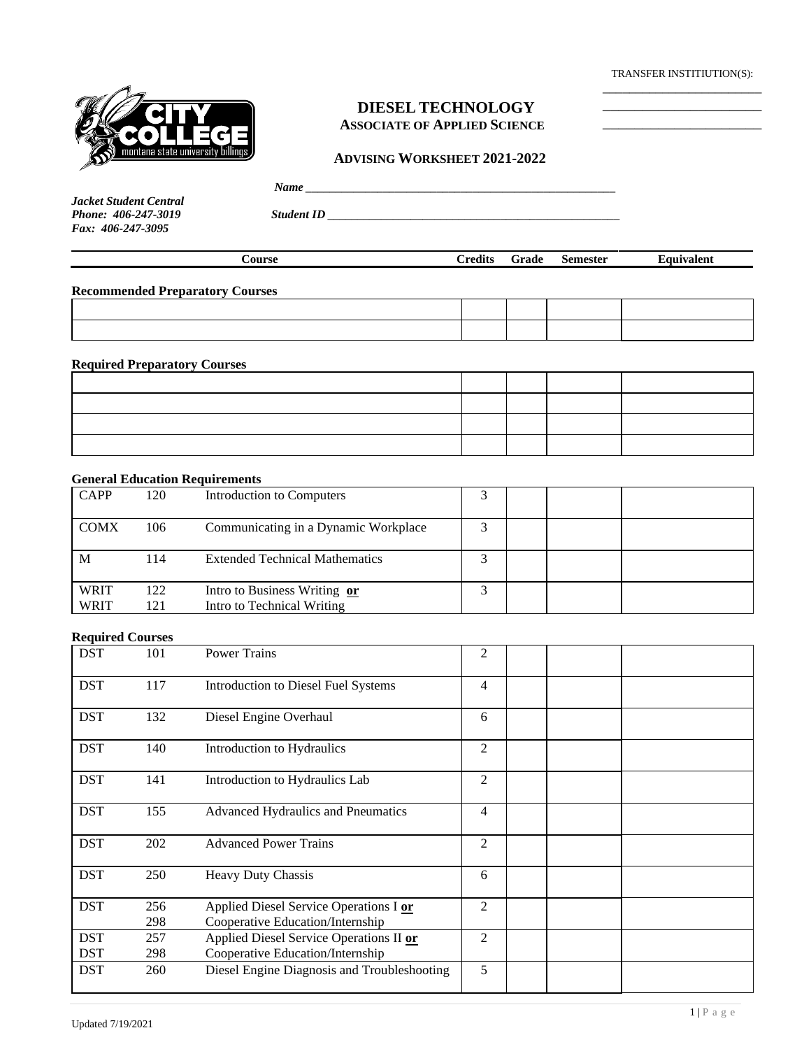TRANSFER INSTITIUTION(S):

\_\_\_\_\_\_\_\_\_\_\_\_\_\_\_\_\_\_\_\_\_\_\_\_\_

\_\_\_\_\_\_\_\_\_\_\_\_\_\_\_\_\_\_\_\_\_\_\_\_\_

\_\_\_\_\_\_\_\_\_\_\_\_\_\_\_\_\_\_\_\_\_\_\_\_\_

# DIESEL TECHNOLOGY

**ASSOCIATE OF APPLIED SCIENCE**

**ADVISING WORKSHEET 2021-2022**

***Name*** \_\_\_\_\_\_\_\_\_\_\_\_\_\_\_\_\_\_\_\_\_\_\_\_\_\_\_\_\_\_\_\_\_\_\_\_\_\_\_\_\_\_\_\_\_\_\_\_\_\_

***Student ID*** \_\_\_\_\_\_\_\_\_\_\_\_\_\_\_\_\_\_\_\_\_\_\_\_\_\_\_\_\_\_\_\_\_\_\_\_\_\_\_\_\_\_\_\_\_\_\_\_\_\_

***Jacket Student Central***
***Phone: 406-247-3019***
***Fax: 406-247-3095***

| Course | Credits | Grade | Semester | Equivalent |
|---|---|---|---|---|

**Recommended Preparatory Courses**

| | | | | |
|---|---|---|---|---|
| | | | | |
| | | | | |

**Required Preparatory Courses**

| | | | | |
|---|---|---|---|---|
| | | | | |
| | | | | |
| | | | | |
| | | | | |

**General Education Requirements**

| | | | Credits | Grade | Semester | Equivalent |
|---|---|---|---|---|---|---|
| CAPP | 120 | Introduction to Computers | 3 | | | |
| COMX | 106 | Communicating in a Dynamic Workplace | 3 | | | |
| M | 114 | Extended Technical Mathematics | 3 | | | |
| WRIT<br>WRIT | 122<br>121 | Intro to Business Writing **or**<br>Intro to Technical Writing | 3 | | | |

**Required Courses**

| | | | Credits | Grade | Semester | Equivalent |
|---|---|---|---|---|---|---|
| DST | 101 | Power Trains | 2 | | | |
| DST | 117 | Introduction to Diesel Fuel Systems | 4 | | | |
| DST | 132 | Diesel Engine Overhaul | 6 | | | |
| DST | 140 | Introduction to Hydraulics | 2 | | | |
| DST | 141 | Introduction to Hydraulics Lab | 2 | | | |
| DST | 155 | Advanced Hydraulics and Pneumatics | 4 | | | |
| DST | 202 | Advanced Power Trains | 2 | | | |
| DST | 250 | Heavy Duty Chassis | 6 | | | |
| DST | 256<br>298 | Applied Diesel Service Operations I **or**<br>Cooperative Education/Internship | 2 | | | |
| DST<br>DST | 257<br>298 | Applied Diesel Service Operations II **or**<br>Cooperative Education/Internship | 2 | | | |
| DST | 260 | Diesel Engine Diagnosis and Troubleshooting | 5 | | | |

Updated 7/19/2021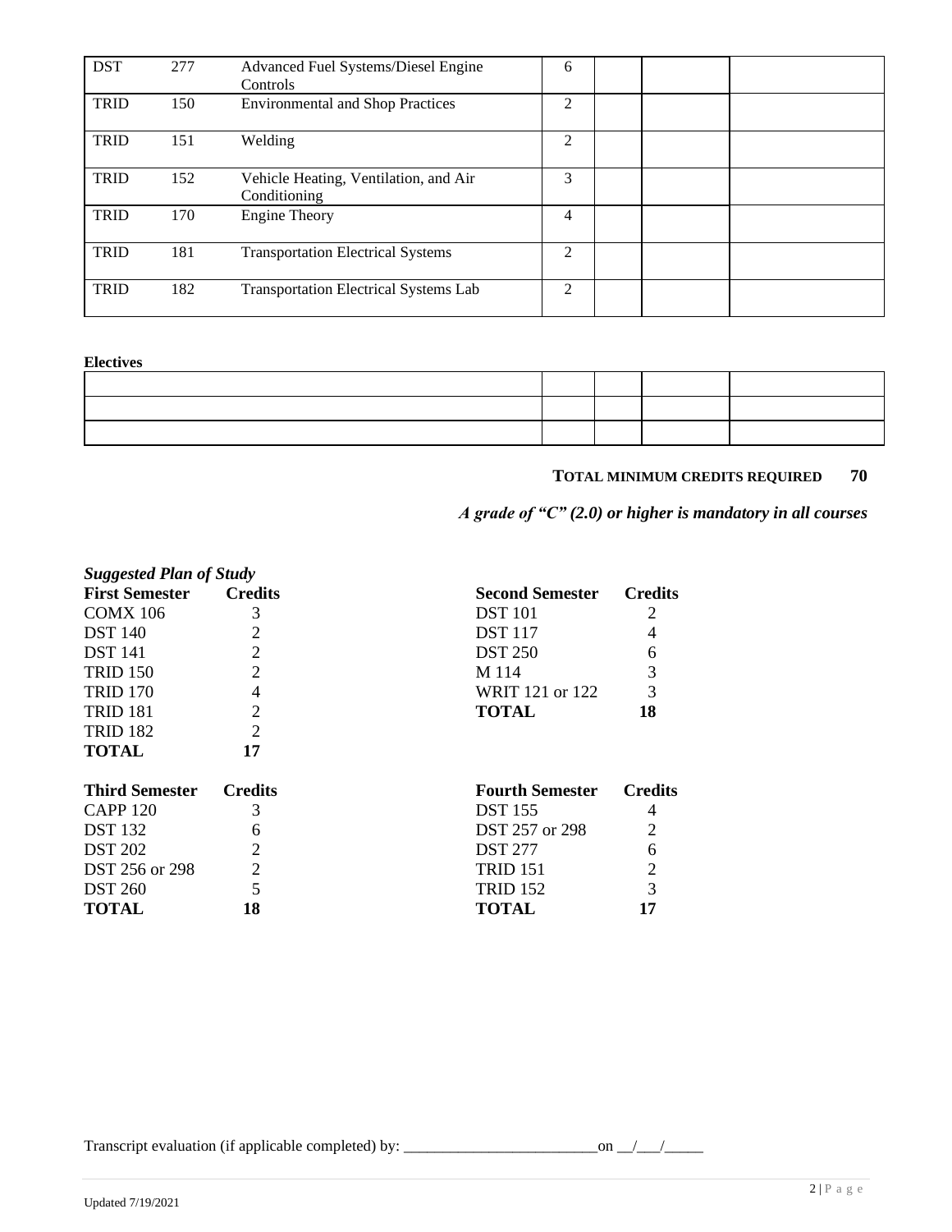| | | | | | | |
|---|---|---|---|---|---|---|
| DST | 277 | Advanced Fuel Systems/Diesel Engine Controls | 6 | | | |
| TRID | 150 | Environmental and Shop Practices | 2 | | | |
| TRID | 151 | Welding | 2 | | | |
| TRID | 152 | Vehicle Heating, Ventilation, and Air Conditioning | 3 | | | |
| TRID | 170 | Engine Theory | 4 | | | |
| TRID | 181 | Transportation Electrical Systems | 2 | | | |
| TRID | 182 | Transportation Electrical Systems Lab | 2 | | | |

**Electives**

| | | | | |
|---|---|---|---|---|
| | | | | |
| | | | | |
| | | | | |

**TOTAL MINIMUM CREDITS REQUIRED 70**

*A grade of "C" (2.0) or higher is mandatory in all courses*

***Suggested Plan of Study***

| **First Semester** | **Credits** | **Second Semester** | **Credits** |
|---|---|---|---|
| COMX 106 | 3 | DST 101 | 2 |
| DST 140 | 2 | DST 117 | 4 |
| DST 141 | 2 | DST 250 | 6 |
| TRID 150 | 2 | M 114 | 3 |
| TRID 170 | 4 | WRIT 121 or 122 | 3 |
| TRID 181 | 2 | **TOTAL** | **18** |
| TRID 182 | 2 | | |
| **TOTAL** | **17** | | |

| **Third Semester** | **Credits** | **Fourth Semester** | **Credits** |
|---|---|---|---|
| CAPP 120 | 3 | DST 155 | 4 |
| DST 132 | 6 | DST 257 or 298 | 2 |
| DST 202 | 2 | DST 277 | 6 |
| DST 256 or 298 | 2 | TRID 151 | 2 |
| DST 260 | 5 | TRID 152 | 3 |
| **TOTAL** | **18** | **TOTAL** | **17** |

Transcript evaluation (if applicable completed) by: ________________________on __/___/_____

Updated 7/19/2021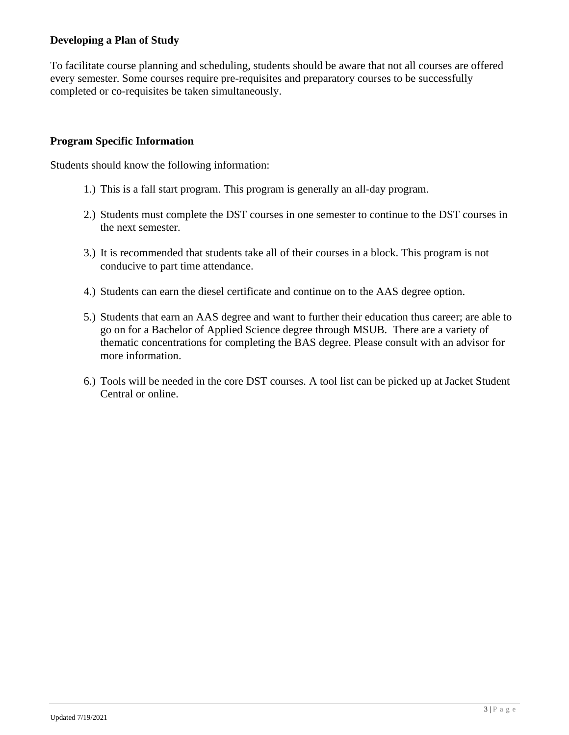**Developing a Plan of Study**

To facilitate course planning and scheduling, students should be aware that not all courses are offered every semester. Some courses require pre-requisites and preparatory courses to be successfully completed or co-requisites be taken simultaneously.

**Program Specific Information**

Students should know the following information:

1.) This is a fall start program. This program is generally an all-day program.

2.) Students must complete the DST courses in one semester to continue to the DST courses in the next semester.

3.) It is recommended that students take all of their courses in a block. This program is not conducive to part time attendance.

4.) Students can earn the diesel certificate and continue on to the AAS degree option.

5.) Students that earn an AAS degree and want to further their education thus career; are able to go on for a Bachelor of Applied Science degree through MSUB. There are a variety of thematic concentrations for completing the BAS degree. Please consult with an advisor for more information.

6.) Tools will be needed in the core DST courses. A tool list can be picked up at Jacket Student Central or online.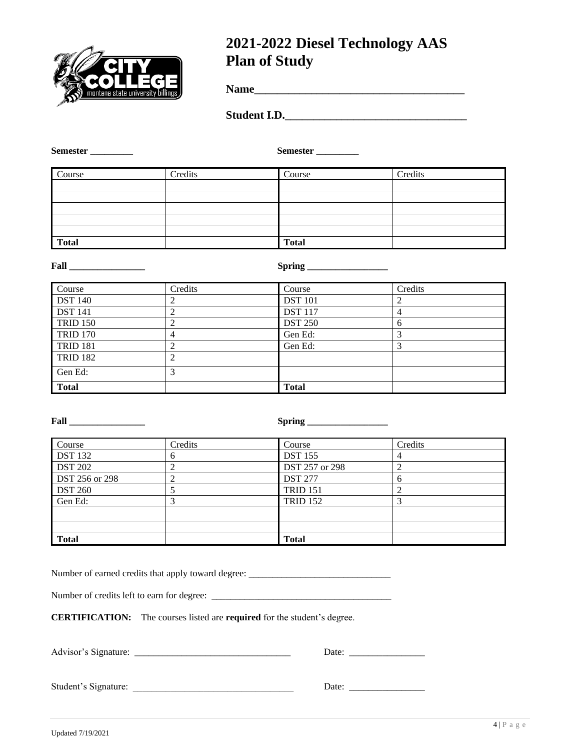# 2021-2022 Diesel Technology AAS Plan of Study

**Name\_\_\_\_\_\_\_\_\_\_\_\_\_\_\_\_\_\_\_\_\_\_\_\_\_\_\_\_\_\_\_\_\_\_\_\_\_\_**

**Student I.D.\_\_\_\_\_\_\_\_\_\_\_\_\_\_\_\_\_\_\_\_\_\_\_\_\_\_\_\_\_\_\_\_**

**Semester \_\_\_\_\_\_\_\_\_** | **Semester \_\_\_\_\_\_\_\_\_**

| Course | Credits | Course | Credits |
|---|---|---|---|
| | | | |
| | | | |
| | | | |
| | | | |
| | | | |
| **Total** | | **Total** | |

**Fall \_\_\_\_\_\_\_\_\_\_\_\_\_\_\_\_** | **Spring \_\_\_\_\_\_\_\_\_\_\_\_\_\_\_\_\_**

| Course | Credits | Course | Credits |
|---|---|---|---|
| DST 140 | 2 | DST 101 | 2 |
| DST 141 | 2 | DST 117 | 4 |
| TRID 150 | 2 | DST 250 | 6 |
| TRID 170 | 4 | Gen Ed: | 3 |
| TRID 181 | 2 | Gen Ed: | 3 |
| TRID 182 | 2 | | |
| Gen Ed: | 3 | | |
| **Total** | | **Total** | |

**Fall \_\_\_\_\_\_\_\_\_\_\_\_\_\_\_\_** | **Spring \_\_\_\_\_\_\_\_\_\_\_\_\_\_\_\_\_**

| Course | Credits | Course | Credits |
|---|---|---|---|
| DST 132 | 6 | DST 155 | 4 |
| DST 202 | 2 | DST 257 or 298 | 2 |
| DST 256 or 298 | 2 | DST 277 | 6 |
| DST 260 | 5 | TRID 151 | 2 |
| Gen Ed: | 3 | TRID 152 | 3 |
| | | | |
| | | | |
| **Total** | | **Total** | |

Number of earned credits that apply toward degree: \_\_\_\_\_\_\_\_\_\_\_\_\_\_\_\_\_\_\_\_\_\_\_\_\_\_\_\_\_\_

Number of credits left to earn for degree: \_\_\_\_\_\_\_\_\_\_\_\_\_\_\_\_\_\_\_\_\_\_\_\_\_\_\_\_\_\_\_\_\_\_\_\_\_\_

**CERTIFICATION:** The courses listed are **required** for the student's degree.

Advisor's Signature: \_\_\_\_\_\_\_\_\_\_\_\_\_\_\_\_\_\_\_\_\_\_\_\_\_\_\_\_\_\_\_\_\_ Date: \_\_\_\_\_\_\_\_\_\_\_\_\_\_\_\_

Student's Signature: \_\_\_\_\_\_\_\_\_\_\_\_\_\_\_\_\_\_\_\_\_\_\_\_\_\_\_\_\_\_\_\_\_ Date: \_\_\_\_\_\_\_\_\_\_\_\_\_\_\_\_

Updated 7/19/2021